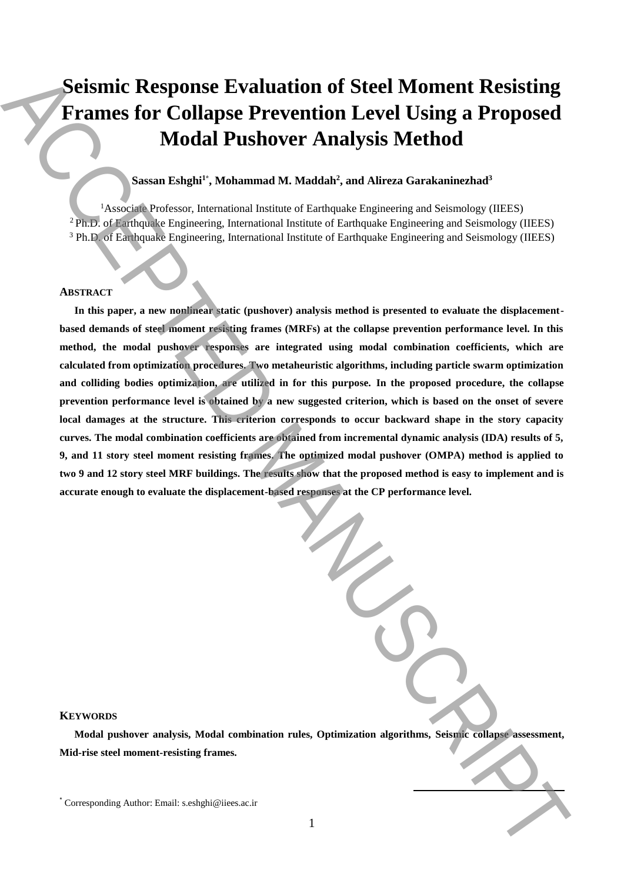# Seismic Response Evaluation of Steel Moment Resisting Frames for Collapse Prevention Level Using a Proposed Modal Pushover Analysis Method

**Sassan Eshghi[1*], Mohammad M. Maddah[2], and Alireza Garakaninezhad[3]**

[1]Associate Professor, International Institute of Earthquake Engineering and Seismology (IIEES)
[2] Ph.D. of Earthquake Engineering, International Institute of Earthquake Engineering and Seismology (IIEES)
[3] Ph.D. of Earthquake Engineering, International Institute of Earthquake Engineering and Seismology (IIEES)

## ABSTRACT

**In this paper, a new nonlinear static (pushover) analysis method is presented to evaluate the displacement-based demands of steel moment resisting frames (MRFs) at the collapse prevention performance level. In this method, the modal pushover responses are integrated using modal combination coefficients, which are calculated from optimization procedures. Two metaheuristic algorithms, including particle swarm optimization and colliding bodies optimization, are utilized in for this purpose. In the proposed procedure, the collapse prevention performance level is obtained by a new suggested criterion, which is based on the onset of severe local damages at the structure. This criterion corresponds to occur backward shape in the story capacity curves. The modal combination coefficients are obtained from incremental dynamic analysis (IDA) results of 5, 9, and 11 story steel moment resisting frames. The optimized modal pushover (OMPA) method is applied to two 9 and 12 story steel MRF buildings. The results show that the proposed method is easy to implement and is accurate enough to evaluate the displacement-based responses at the CP performance level.**

## KEYWORDS

**Modal pushover analysis, Modal combination rules, Optimization algorithms, Seismic collapse assessment, Mid-rise steel moment-resisting frames.**

[*] Corresponding Author: Email: s.eshghi@iiees.ac.ir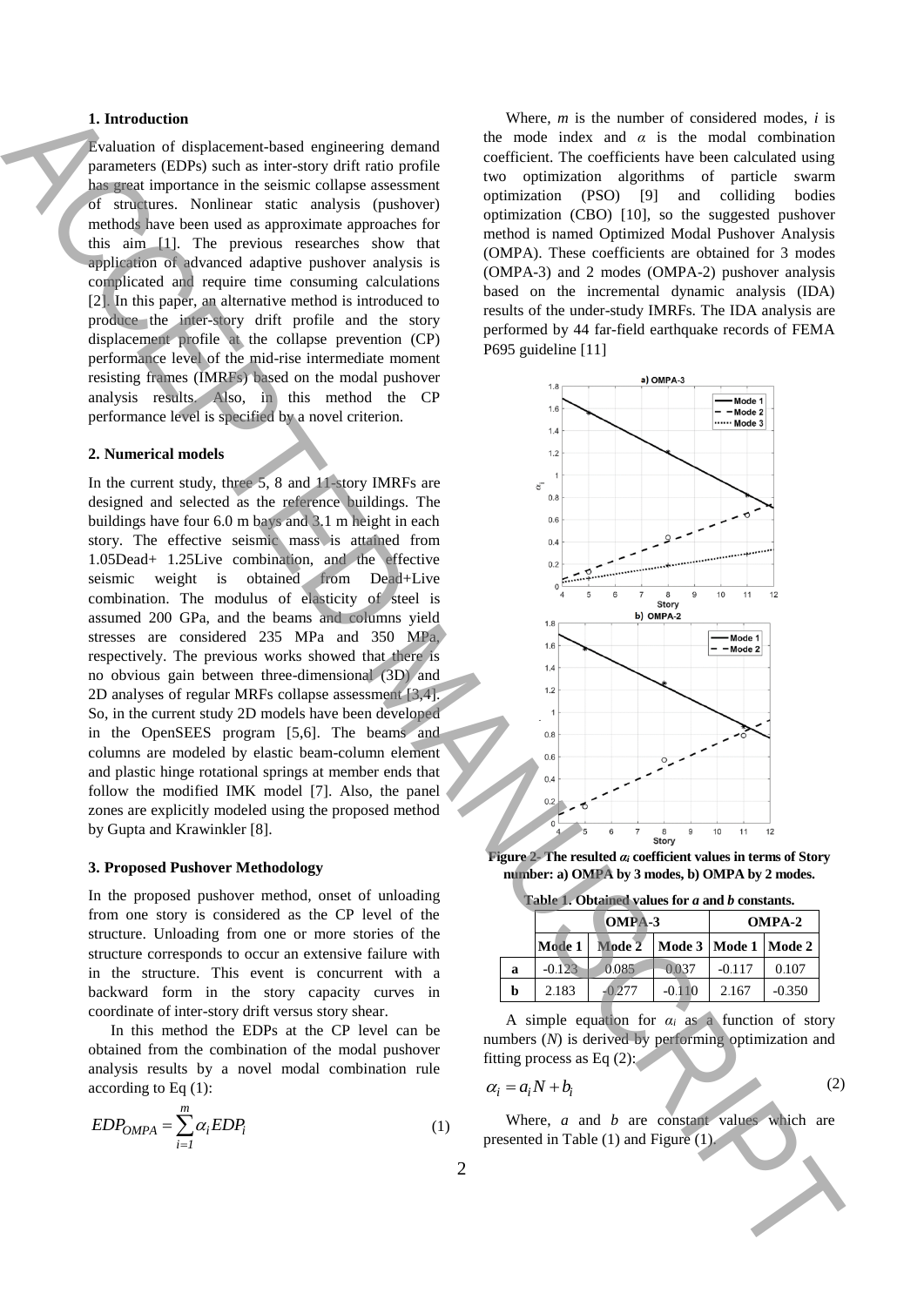## 1. Introduction

Evaluation of displacement-based engineering demand parameters (EDPs) such as inter-story drift ratio profile has great importance in the seismic collapse assessment of structures. Nonlinear static analysis (pushover) methods have been used as approximate approaches for this aim [1]. The previous researches show that application of advanced adaptive pushover analysis is complicated and require time consuming calculations [2]. In this paper, an alternative method is introduced to produce the inter-story drift profile and the story displacement profile at the collapse prevention (CP) performance level of the mid-rise intermediate moment resisting frames (IMRFs) based on the modal pushover analysis results. Also, in this method the CP performance level is specified by a novel criterion.

## 2. Numerical models

In the current study, three 5, 8 and 11-story IMRFs are designed and selected as the reference buildings. The buildings have four 6.0 m bays and 3.1 m height in each story. The effective seismic mass is attained from 1.05Dead+ 1.25Live combination, and the effective seismic weight is obtained from Dead+Live combination. The modulus of elasticity of steel is assumed 200 GPa, and the beams and columns yield stresses are considered 235 MPa and 350 MPa, respectively. The previous works showed that there is no obvious gain between three-dimensional (3D) and 2D analyses of regular MRFs collapse assessment [3,4]. So, in the current study 2D models have been developed in the OpenSEES program [5,6]. The beams and columns are modeled by elastic beam-column element and plastic hinge rotational springs at member ends that follow the modified IMK model [7]. Also, the panel zones are explicitly modeled using the proposed method by Gupta and Krawinkler [8].

## 3. Proposed Pushover Methodology

In the proposed pushover method, onset of unloading from one story is considered as the CP level of the structure. Unloading from one or more stories of the structure corresponds to occur an extensive failure with in the structure. This event is concurrent with a backward form in the story capacity curves in coordinate of inter-story drift versus story shear.

In this method the EDPs at the CP level can be obtained from the combination of the modal pushover analysis results by a novel modal combination rule according to Eq (1):

$$EDP_{OMPA} = \sum_{i=1}^{m} \alpha_i EDP_i \qquad (1)$$

Where, $m$ is the number of considered modes, $i$ is the mode index and $\alpha$ is the modal combination coefficient. The coefficients have been calculated using two optimization algorithms of particle swarm optimization (PSO) [9] and colliding bodies optimization (CBO) [10], so the suggested pushover method is named Optimized Modal Pushover Analysis (OMPA). These coefficients are obtained for 3 modes (OMPA-3) and 2 modes (OMPA-2) pushover analysis based on the incremental dynamic analysis (IDA) results of the under-study IMRFs. The IDA analysis are performed by 44 far-field earthquake records of FEMA P695 guideline [11]

**Figure 2- The resulted $\alpha_i$ coefficient values in terms of Story number: a) OMPA by 3 modes, b) OMPA by 2 modes.**

**Table 1. Obtained values for *a* and *b* constants.**

| | OMPA-3 | | | OMPA-2 | |
|---|---|---|---|---|---|
| | Mode 1 | Mode 2 | Mode 3 | Mode 1 | Mode 2 |
| a | -0.123 | 0.085 | 0.037 | -0.117 | 0.107 |
| b | 2.183 | -0.277 | -0.110 | 2.167 | -0.350 |

A simple equation for $\alpha_i$ as a function of story numbers ($N$) is derived by performing optimization and fitting process as Eq (2):

$$\alpha_i = a_i N + b_i \qquad (2)$$

Where, $a$ and $b$ are constant values which are presented in Table (1) and Figure (1).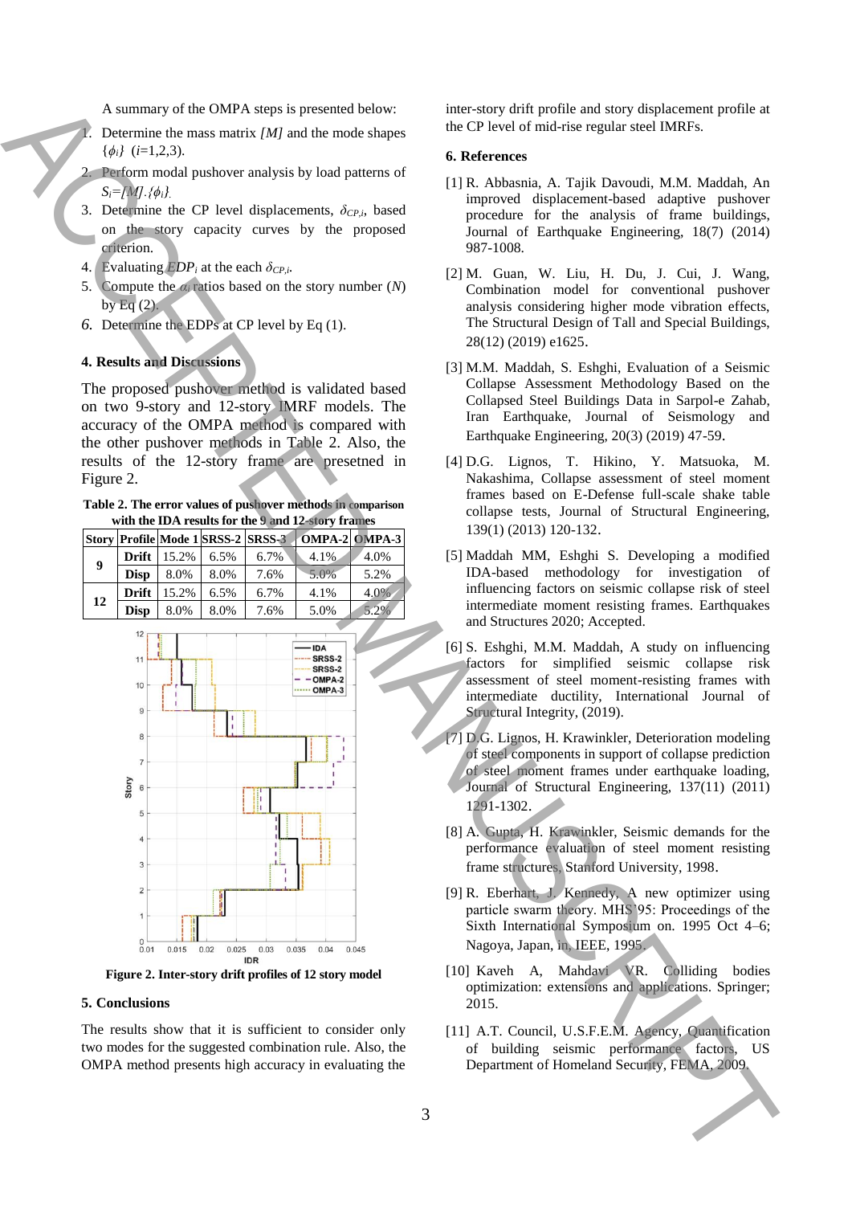A summary of the OMPA steps is presented below:

1. Determine the mass matrix *[M]* and the mode shapes $\{\phi_i\}$ ($i$=1,2,3).
2. Perform modal pushover analysis by load patterns of $S_i=[M].\{\phi_i\}$.
3. Determine the CP level displacements, $\delta_{CP,i}$, based on the story capacity curves by the proposed criterion.
4. Evaluating $EDP_i$ at the each $\delta_{CP,i}$.
5. Compute the $\alpha_i$ ratios based on the story number ($N$) by Eq (2).
6. Determine the EDPs at CP level by Eq (1).

## 4. Results and Discussions

The proposed pushover method is validated based on two 9-story and 12-story IMRF models. The accuracy of the OMPA method is compared with the other pushover methods in Table 2. Also, the results of the 12-story frame are presetned in Figure 2.

**Table 2. The error values of pushover methods in comparison with the IDA results for the 9 and 12-story frames**

| Story | Profile | Mode 1 | SRSS-2 | SRSS-3 | OMPA-2 | OMPA-3 |
|---|---|---|---|---|---|---|
| 9 | Drift | 15.2% | 6.5% | 6.7% | 4.1% | 4.0% |
| | Disp | 8.0% | 8.0% | 7.6% | 5.0% | 5.2% |
| 12 | Drift | 15.2% | 6.5% | 6.7% | 4.1% | 4.0% |
| | Disp | 8.0% | 8.0% | 7.6% | 5.0% | 5.2% |

IDA
SRSS-2
SRSS-2
OMPA-2
OMPA-3
Story
IDR

**Figure 2. Inter-story drift profiles of 12 story model**

## 5. Conclusions

The results show that it is sufficient to consider only two modes for the suggested combination rule. Also, the OMPA method presents high accuracy in evaluating the inter-story drift profile and story displacement profile at the CP level of mid-rise regular steel IMRFs.

## 6. References

[1] R. Abbasnia, A. Tajik Davoudi, M.M. Maddah, An improved displacement-based adaptive pushover procedure for the analysis of frame buildings, Journal of Earthquake Engineering, 18(7) (2014) 987-1008.

[2] M. Guan, W. Liu, H. Du, J. Cui, J. Wang, Combination model for conventional pushover analysis considering higher mode vibration effects, The Structural Design of Tall and Special Buildings, 28(12) (2019) e1625.

[3] M.M. Maddah, S. Eshghi, Evaluation of a Seismic Collapse Assessment Methodology Based on the Collapsed Steel Buildings Data in Sarpol-e Zahab, Iran Earthquake, Journal of Seismology and Earthquake Engineering, 20(3) (2019) 47-59.

[4] D.G. Lignos, T. Hikino, Y. Matsuoka, M. Nakashima, Collapse assessment of steel moment frames based on E-Defense full-scale shake table collapse tests, Journal of Structural Engineering, 139(1) (2013) 120-132.

[5] Maddah MM, Eshghi S. Developing a modified IDA-based methodology for investigation of influencing factors on seismic collapse risk of steel intermediate moment resisting frames. Earthquakes and Structures 2020; Accepted.

[6] S. Eshghi, M.M. Maddah, A study on influencing factors for simplified seismic collapse risk assessment of steel moment-resisting frames with intermediate ductility, International Journal of Structural Integrity, (2019).

[7] D.G. Lignos, H. Krawinkler, Deterioration modeling of steel components in support of collapse prediction of steel moment frames under earthquake loading, Journal of Structural Engineering, 137(11) (2011) 1291-1302.

[8] A. Gupta, H. Krawinkler, Seismic demands for the performance evaluation of steel moment resisting frame structures, Stanford University, 1998.

[9] R. Eberhart, J. Kennedy, A new optimizer using particle swarm theory. MHS'95: Proceedings of the Sixth International Symposium on. 1995 Oct 4–6; Nagoya, Japan, in, IEEE, 1995.

[10] Kaveh A, Mahdavi VR. Colliding bodies optimization: extensions and applications. Springer; 2015.

[11] A.T. Council, U.S.F.E.M. Agency, Quantification of building seismic performance factors, US Department of Homeland Security, FEMA, 2009.